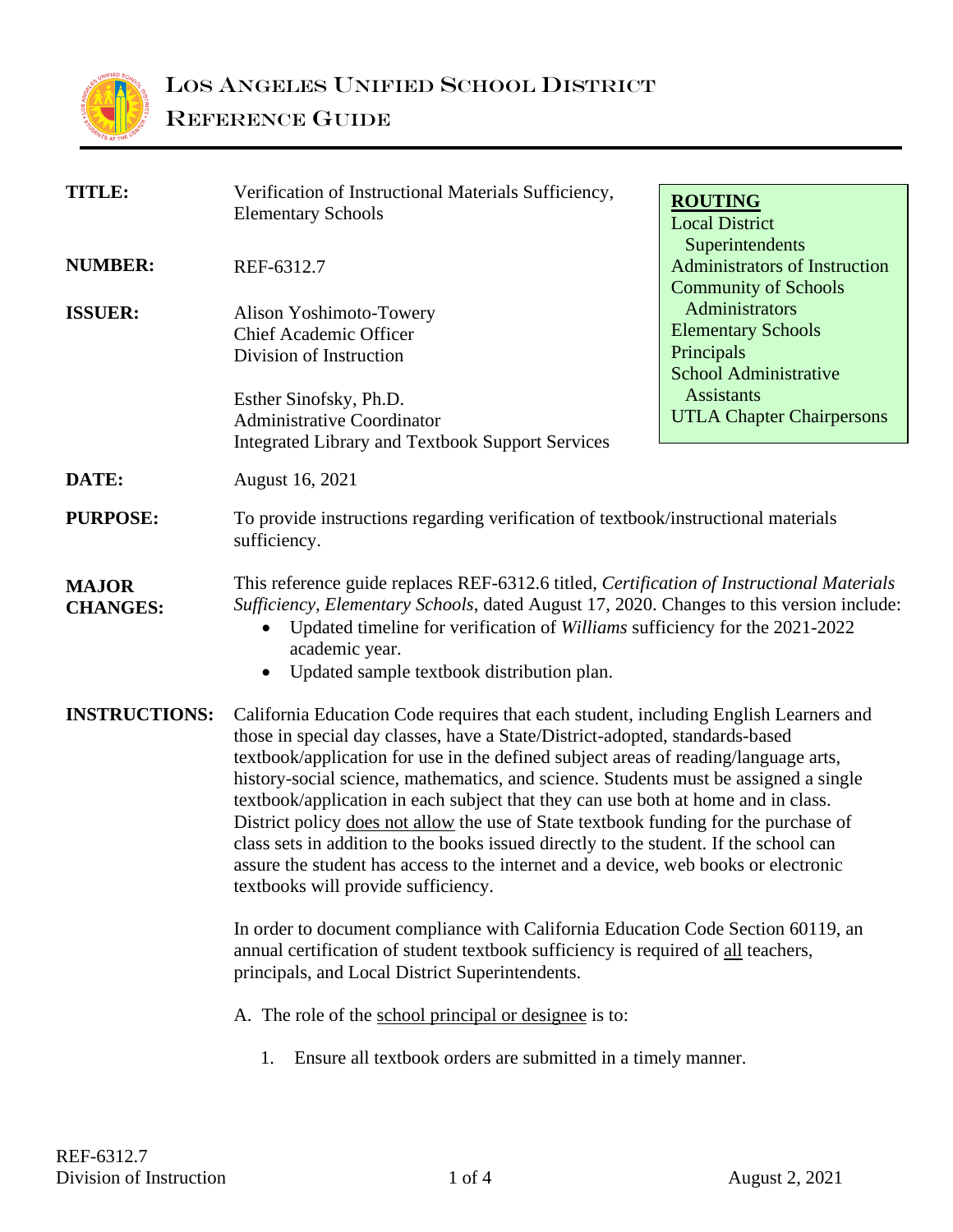# Los Angeles Unified School District
## Reference Guide

| | |
|---|---|
| **TITLE:** | Verification of Instructional Materials Sufficiency, Elementary Schools |
| **NUMBER:** | REF-6312.7 |
| **ISSUER:** | Alison Yoshimoto-Towery<br>Chief Academic Officer<br>Division of Instruction<br><br>Esther Sinofsky, Ph.D.<br>Administrative Coordinator<br>Integrated Library and Textbook Support Services |

**ROUTING**
Local District Superintendents
Administrators of Instruction
Community of Schools Administrators
Elementary Schools
Principals
School Administrative Assistants
UTLA Chapter Chairpersons

**DATE:** August 16, 2021

**PURPOSE:** To provide instructions regarding verification of textbook/instructional materials sufficiency.

**MAJOR CHANGES:** This reference guide replaces REF-6312.6 titled, *Certification of Instructional Materials Sufficiency, Elementary Schools*, dated August 17, 2020. Changes to this version include:

- Updated timeline for verification of *Williams* sufficiency for the 2021-2022 academic year.
- Updated sample textbook distribution plan.

**INSTRUCTIONS:** California Education Code requires that each student, including English Learners and those in special day classes, have a State/District-adopted, standards-based textbook/application for use in the defined subject areas of reading/language arts, history-social science, mathematics, and science. Students must be assigned a single textbook/application in each subject that they can use both at home and in class. District policy does not allow the use of State textbook funding for the purchase of class sets in addition to the books issued directly to the student. If the school can assure the student has access to the internet and a device, web books or electronic textbooks will provide sufficiency.

In order to document compliance with California Education Code Section 60119, an annual certification of student textbook sufficiency is required of all teachers, principals, and Local District Superintendents.

A. The role of the school principal or designee is to:

1. Ensure all textbook orders are submitted in a timely manner.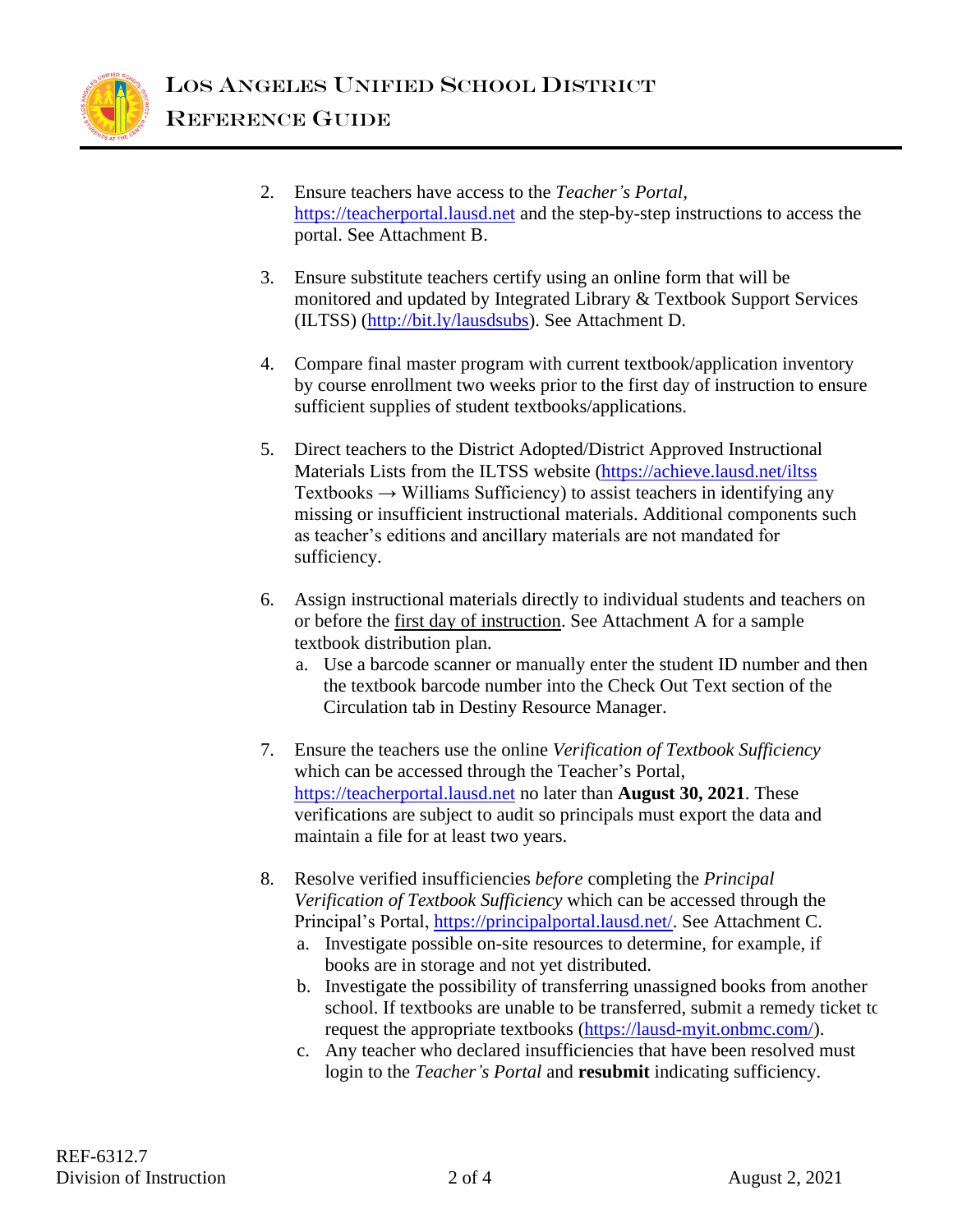2. Ensure teachers have access to the *Teacher's Portal*, https://teacherportal.lausd.net and the step-by-step instructions to access the portal. See Attachment B.

3. Ensure substitute teachers certify using an online form that will be monitored and updated by Integrated Library & Textbook Support Services (ILTSS) (http://bit.ly/lausdsubs). See Attachment D.

4. Compare final master program with current textbook/application inventory by course enrollment two weeks prior to the first day of instruction to ensure sufficient supplies of student textbooks/applications.

5. Direct teachers to the District Adopted/District Approved Instructional Materials Lists from the ILTSS website (https://achieve.lausd.net/iltss Textbooks → Williams Sufficiency) to assist teachers in identifying any missing or insufficient instructional materials. Additional components such as teacher's editions and ancillary materials are not mandated for sufficiency.

6. Assign instructional materials directly to individual students and teachers on or before the first day of instruction. See Attachment A for a sample textbook distribution plan.
   a. Use a barcode scanner or manually enter the student ID number and then the textbook barcode number into the Check Out Text section of the Circulation tab in Destiny Resource Manager.

7. Ensure the teachers use the online *Verification of Textbook Sufficiency* which can be accessed through the Teacher's Portal, https://teacherportal.lausd.net no later than **August 30, 2021**. These verifications are subject to audit so principals must export the data and maintain a file for at least two years.

8. Resolve verified insufficiencies *before* completing the *Principal Verification of Textbook Sufficiency* which can be accessed through the Principal's Portal, https://principalportal.lausd.net/. See Attachment C.
   a. Investigate possible on-site resources to determine, for example, if books are in storage and not yet distributed.
   b. Investigate the possibility of transferring unassigned books from another school. If textbooks are unable to be transferred, submit a remedy ticket to request the appropriate textbooks (https://lausd-myit.onbmc.com/).
   c. Any teacher who declared insufficiencies that have been resolved must login to the *Teacher's Portal* and **resubmit** indicating sufficiency.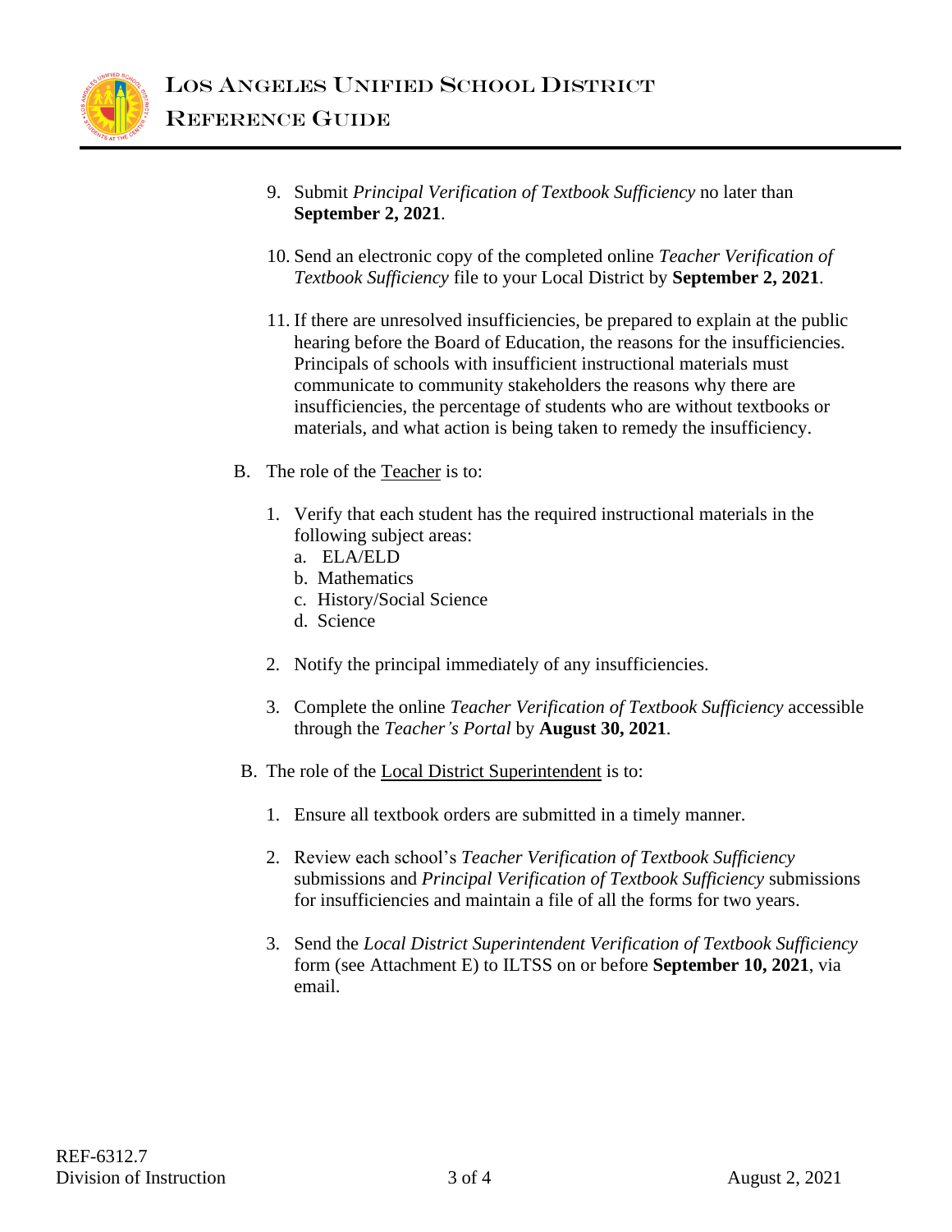9. Submit *Principal Verification of Textbook Sufficiency* no later than **September 2, 2021**.

10. Send an electronic copy of the completed online *Teacher Verification of Textbook Sufficiency* file to your Local District by **September 2, 2021**.

11. If there are unresolved insufficiencies, be prepared to explain at the public hearing before the Board of Education, the reasons for the insufficiencies. Principals of schools with insufficient instructional materials must communicate to community stakeholders the reasons why there are insufficiencies, the percentage of students who are without textbooks or materials, and what action is being taken to remedy the insufficiency.

B. The role of the Teacher is to:

1. Verify that each student has the required instructional materials in the following subject areas:
   a. ELA/ELD
   b. Mathematics
   c. History/Social Science
   d. Science

2. Notify the principal immediately of any insufficiencies.

3. Complete the online *Teacher Verification of Textbook Sufficiency* accessible through the *Teacher's Portal* by **August 30, 2021**.

B. The role of the Local District Superintendent is to:

1. Ensure all textbook orders are submitted in a timely manner.

2. Review each school's *Teacher Verification of Textbook Sufficiency* submissions and *Principal Verification of Textbook Sufficiency* submissions for insufficiencies and maintain a file of all the forms for two years.

3. Send the *Local District Superintendent Verification of Textbook Sufficiency* form (see Attachment E) to ILTSS on or before **September 10, 2021**, via email.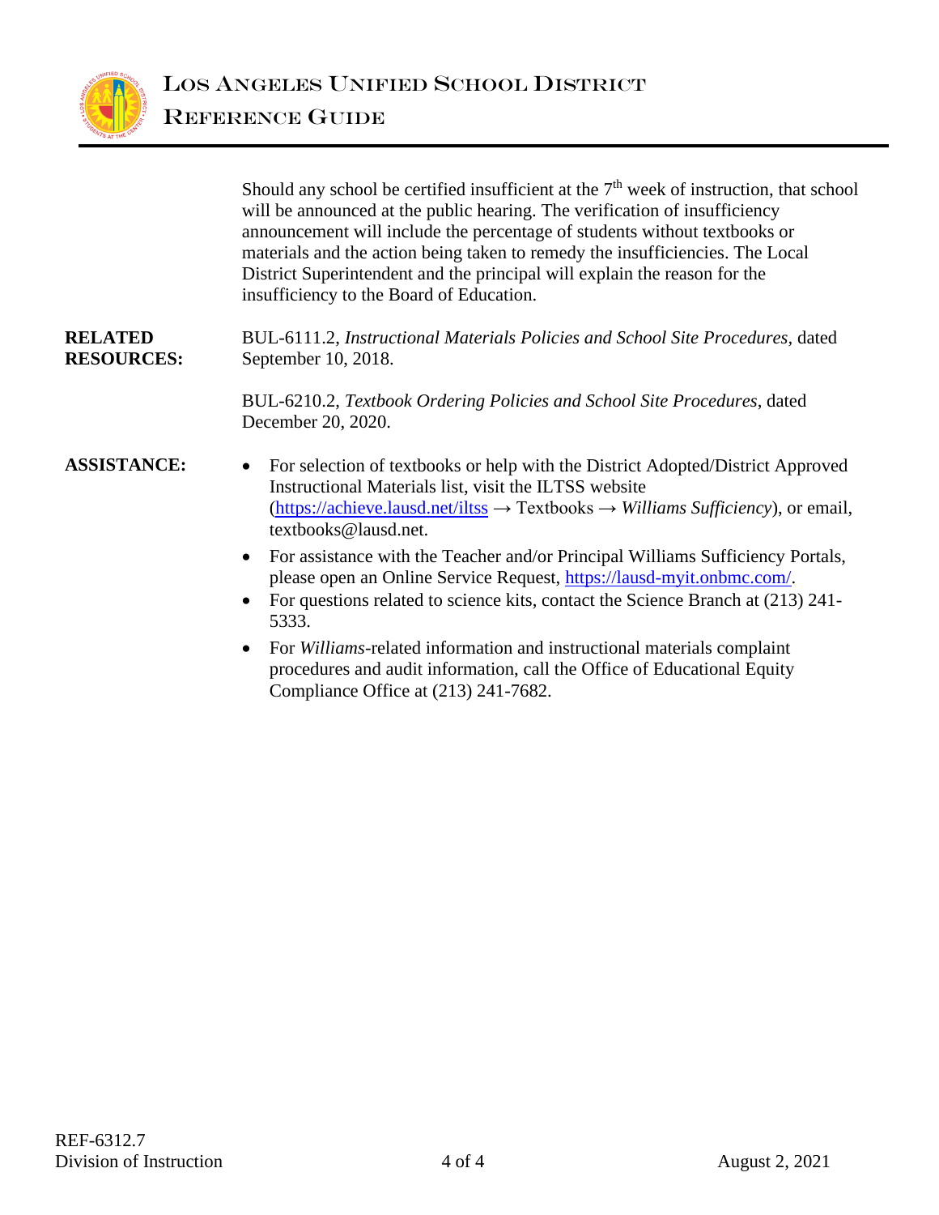Should any school be certified insufficient at the 7th week of instruction, that school will be announced at the public hearing. The verification of insufficiency announcement will include the percentage of students without textbooks or materials and the action being taken to remedy the insufficiencies. The Local District Superintendent and the principal will explain the reason for the insufficiency to the Board of Education.

**RELATED RESOURCES:**

BUL-6111.2, *Instructional Materials Policies and School Site Procedures,* dated September 10, 2018.

BUL-6210.2, *Textbook Ordering Policies and School Site Procedures*, dated December 20, 2020.

**ASSISTANCE:**

- For selection of textbooks or help with the District Adopted/District Approved Instructional Materials list, visit the ILTSS website (https://achieve.lausd.net/iltss → Textbooks → *Williams Sufficiency*), or email, textbooks@lausd.net.
- For assistance with the Teacher and/or Principal Williams Sufficiency Portals, please open an Online Service Request, https://lausd-myit.onbmc.com/.
- For questions related to science kits, contact the Science Branch at (213) 241-5333.
- For *Williams*-related information and instructional materials complaint procedures and audit information, call the Office of Educational Equity Compliance Office at (213) 241-7682.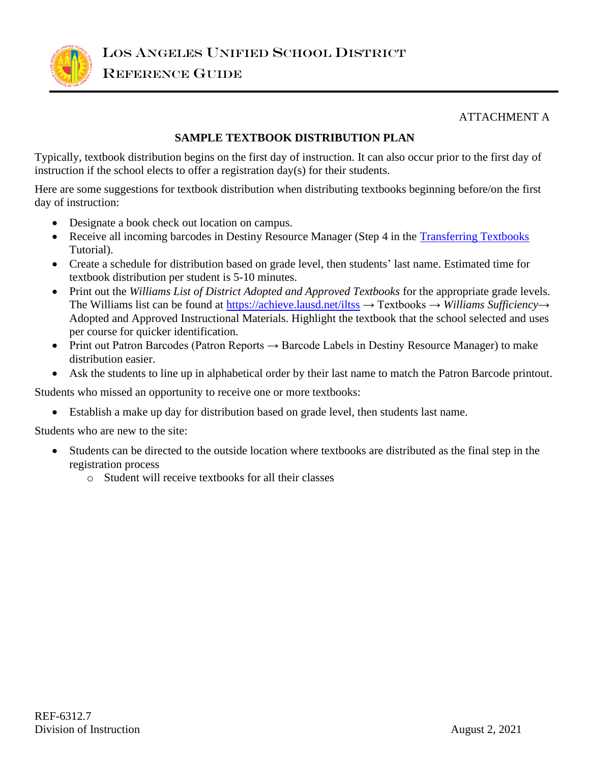ATTACHMENT A

## SAMPLE TEXTBOOK DISTRIBUTION PLAN

Typically, textbook distribution begins on the first day of instruction. It can also occur prior to the first day of instruction if the school elects to offer a registration day(s) for their students.

Here are some suggestions for textbook distribution when distributing textbooks beginning before/on the first day of instruction:

- Designate a book check out location on campus.
- Receive all incoming barcodes in Destiny Resource Manager (Step 4 in the Transferring Textbooks Tutorial).
- Create a schedule for distribution based on grade level, then students' last name. Estimated time for textbook distribution per student is 5-10 minutes.
- Print out the *Williams List of District Adopted and Approved Textbooks* for the appropriate grade levels. The Williams list can be found at https://achieve.lausd.net/iltss → Textbooks → *Williams Sufficiency*→ Adopted and Approved Instructional Materials. Highlight the textbook that the school selected and uses per course for quicker identification.
- Print out Patron Barcodes (Patron Reports → Barcode Labels in Destiny Resource Manager) to make distribution easier.
- Ask the students to line up in alphabetical order by their last name to match the Patron Barcode printout.

Students who missed an opportunity to receive one or more textbooks:

- Establish a make up day for distribution based on grade level, then students last name.

Students who are new to the site:

- Students can be directed to the outside location where textbooks are distributed as the final step in the registration process
  - Student will receive textbooks for all their classes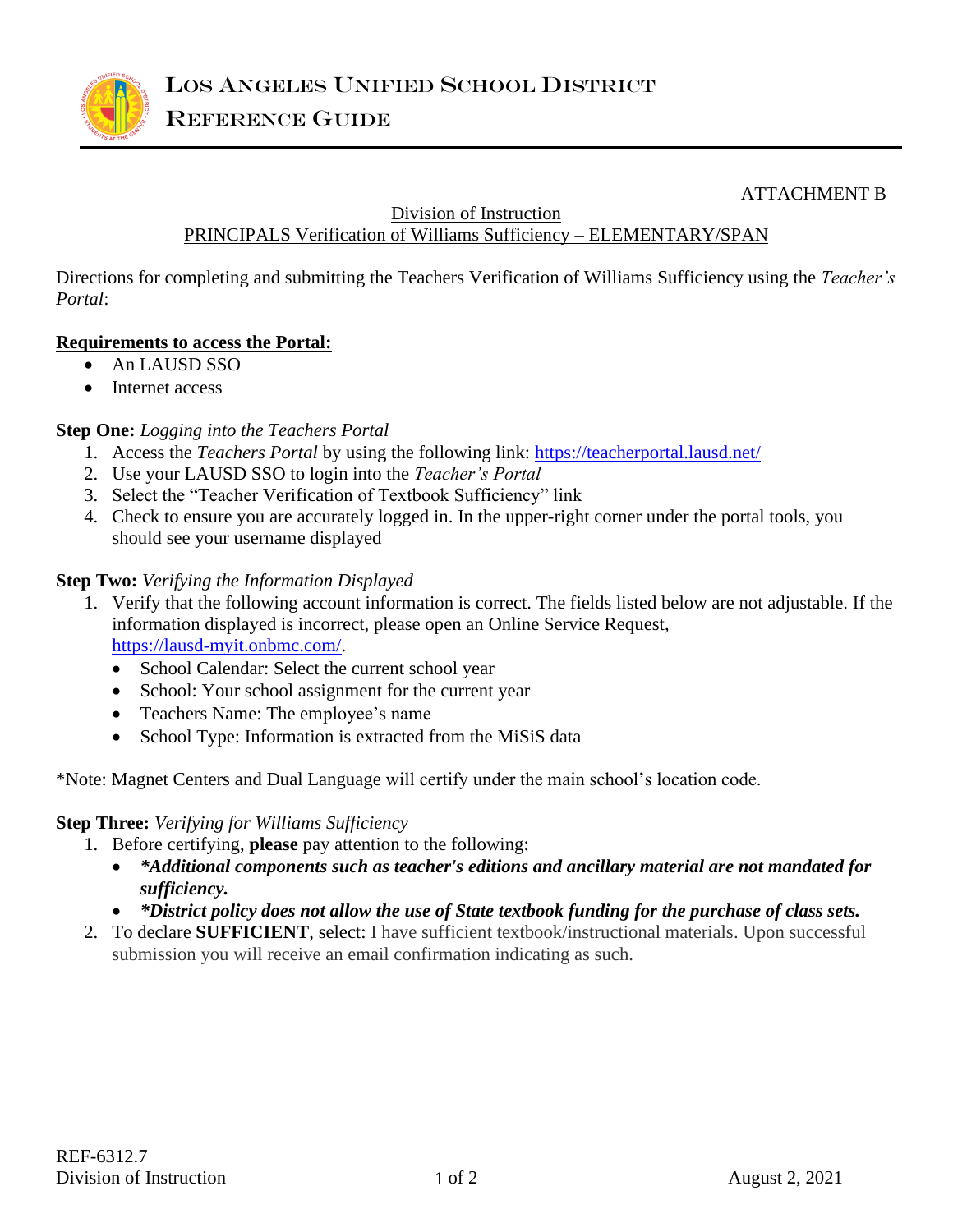ATTACHMENT B

Division of Instruction

PRINCIPALS Verification of Williams Sufficiency – ELEMENTARY/SPAN

Directions for completing and submitting the Teachers Verification of Williams Sufficiency using the *Teacher's Portal*:

**Requirements to access the Portal:**

- An LAUSD SSO
- Internet access

**Step One:** *Logging into the Teachers Portal*

1. Access the *Teachers Portal* by using the following link: https://teacherportal.lausd.net/
2. Use your LAUSD SSO to login into the *Teacher's Portal*
3. Select the "Teacher Verification of Textbook Sufficiency" link
4. Check to ensure you are accurately logged in. In the upper-right corner under the portal tools, you should see your username displayed

**Step Two:** *Verifying the Information Displayed*

1. Verify that the following account information is correct. The fields listed below are not adjustable. If the information displayed is incorrect, please open an Online Service Request, https://lausd-myit.onbmc.com/.
   - School Calendar: Select the current school year
   - School: Your school assignment for the current year
   - Teachers Name: The employee's name
   - School Type: Information is extracted from the MiSiS data

*Note: Magnet Centers and Dual Language will certify under the main school's location code.

**Step Three:** *Verifying for Williams Sufficiency*

1. Before certifying, **please** pay attention to the following:
   - ***Additional components such as teacher's editions and ancillary material are not mandated for sufficiency.***
   - ***District policy does not allow the use of State textbook funding for the purchase of class sets.***
2. To declare **SUFFICIENT**, select: I have sufficient textbook/instructional materials. Upon successful submission you will receive an email confirmation indicating as such.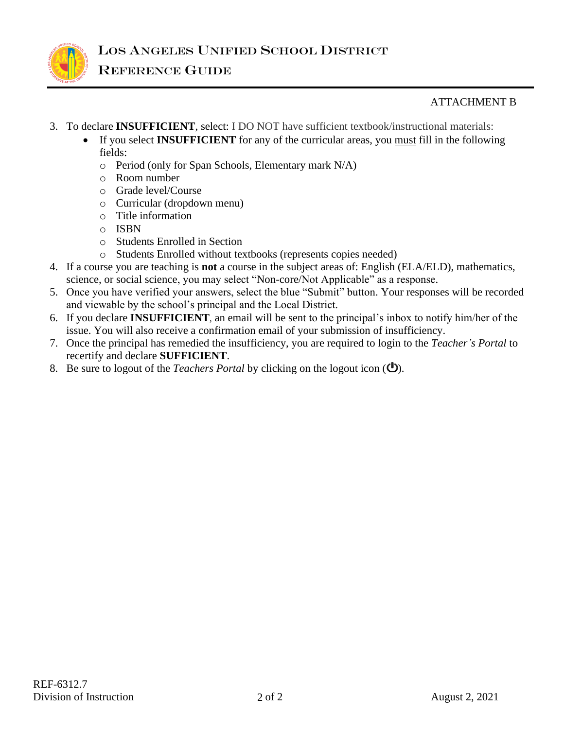ATTACHMENT B

3. To declare **INSUFFICIENT**, select: I DO NOT have sufficient textbook/instructional materials:
   - If you select **INSUFFICIENT** for any of the curricular areas, you <u>must</u> fill in the following fields:
     - Period (only for Span Schools, Elementary mark N/A)
     - Room number
     - Grade level/Course
     - Curricular (dropdown menu)
     - Title information
     - ISBN
     - Students Enrolled in Section
     - Students Enrolled without textbooks (represents copies needed)
4. If a course you are teaching is **not** a course in the subject areas of: English (ELA/ELD), mathematics, science, or social science, you may select "Non-core/Not Applicable" as a response.
5. Once you have verified your answers, select the blue "Submit" button. Your responses will be recorded and viewable by the school's principal and the Local District.
6. If you declare **INSUFFICIENT**, an email will be sent to the principal's inbox to notify him/her of the issue. You will also receive a confirmation email of your submission of insufficiency.
7. Once the principal has remedied the insufficiency, you are required to login to the *Teacher's Portal* to recertify and declare **SUFFICIENT**.
8. Be sure to logout of the *Teachers Portal* by clicking on the logout icon (⏻).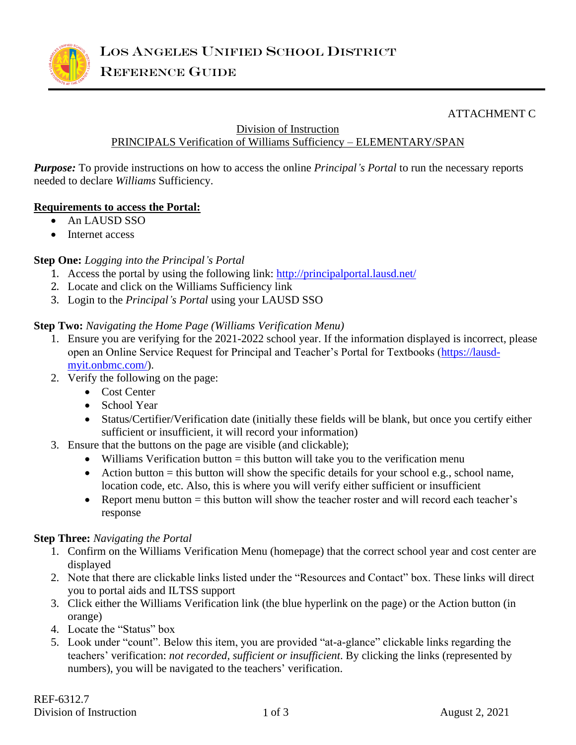# Los Angeles Unified School District
## Reference Guide

ATTACHMENT C

Division of Instruction
PRINCIPALS Verification of Williams Sufficiency – ELEMENTARY/SPAN

***Purpose:*** To provide instructions on how to access the online *Principal's Portal* to run the necessary reports needed to declare *Williams* Sufficiency.

**Requirements to access the Portal:**

- An LAUSD SSO
- Internet access

**Step One:** *Logging into the Principal's Portal*

1. Access the portal by using the following link: http://principalportal.lausd.net/
2. Locate and click on the Williams Sufficiency link
3. Login to the *Principal's Portal* using your LAUSD SSO

**Step Two:** *Navigating the Home Page (Williams Verification Menu)*

1. Ensure you are verifying for the 2021-2022 school year. If the information displayed is incorrect, please open an Online Service Request for Principal and Teacher's Portal for Textbooks (https://lausd-myit.onbmc.com/).
2. Verify the following on the page:
   - Cost Center
   - School Year
   - Status/Certifier/Verification date (initially these fields will be blank, but once you certify either sufficient or insufficient, it will record your information)
3. Ensure that the buttons on the page are visible (and clickable);
   - Williams Verification button = this button will take you to the verification menu
   - Action button = this button will show the specific details for your school e.g., school name, location code, etc. Also, this is where you will verify either sufficient or insufficient
   - Report menu button = this button will show the teacher roster and will record each teacher's response

**Step Three:** *Navigating the Portal*

1. Confirm on the Williams Verification Menu (homepage) that the correct school year and cost center are displayed
2. Note that there are clickable links listed under the "Resources and Contact" box. These links will direct you to portal aids and ILTSS support
3. Click either the Williams Verification link (the blue hyperlink on the page) or the Action button (in orange)
4. Locate the "Status" box
5. Look under "count". Below this item, you are provided "at-a-glance" clickable links regarding the teachers' verification: *not recorded, sufficient or insufficient*. By clicking the links (represented by numbers), you will be navigated to the teachers' verification.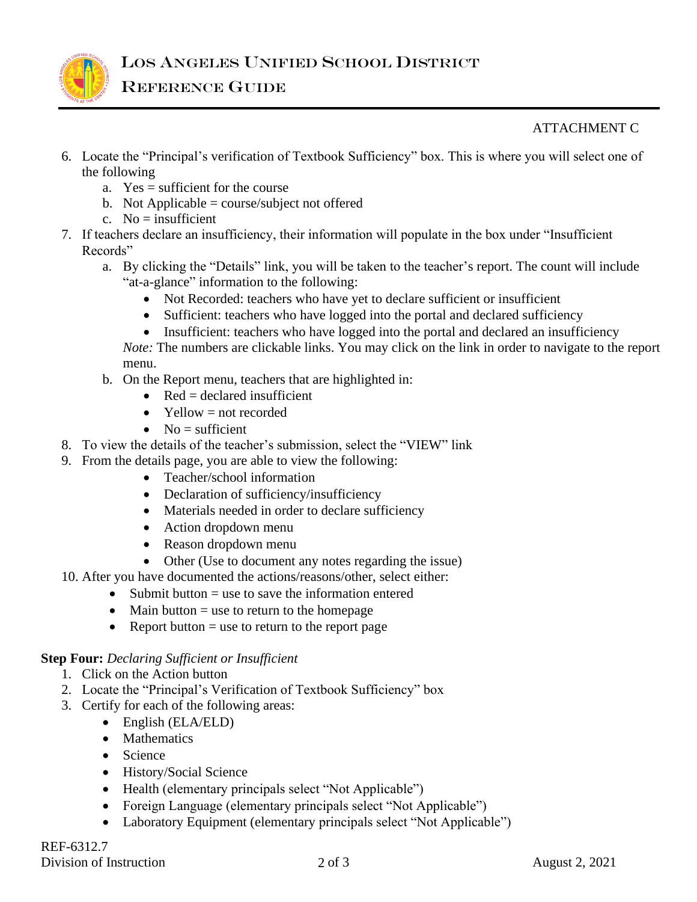ATTACHMENT C

6. Locate the "Principal's verification of Textbook Sufficiency" box. This is where you will select one of the following
   a. Yes = sufficient for the course
   b. Not Applicable = course/subject not offered
   c. No = insufficient
7. If teachers declare an insufficiency, their information will populate in the box under "Insufficient Records"
   a. By clicking the "Details" link, you will be taken to the teacher's report. The count will include "at-a-glance" information to the following:
      - Not Recorded: teachers who have yet to declare sufficient or insufficient
      - Sufficient: teachers who have logged into the portal and declared sufficiency
      - Insufficient: teachers who have logged into the portal and declared an insufficiency

      *Note:* The numbers are clickable links. You may click on the link in order to navigate to the report menu.
   b. On the Report menu, teachers that are highlighted in:
      - Red = declared insufficient
      - Yellow = not recorded
      - No = sufficient
8. To view the details of the teacher's submission, select the "VIEW" link
9. From the details page, you are able to view the following:
   - Teacher/school information
   - Declaration of sufficiency/insufficiency
   - Materials needed in order to declare sufficiency
   - Action dropdown menu
   - Reason dropdown menu
   - Other (Use to document any notes regarding the issue)
10. After you have documented the actions/reasons/other, select either:
    - Submit button = use to save the information entered
    - Main button = use to return to the homepage
    - Report button = use to return to the report page

**Step Four:** *Declaring Sufficient or Insufficient*

1. Click on the Action button
2. Locate the "Principal's Verification of Textbook Sufficiency" box
3. Certify for each of the following areas:
   - English (ELA/ELD)
   - Mathematics
   - Science
   - History/Social Science
   - Health (elementary principals select "Not Applicable")
   - Foreign Language (elementary principals select "Not Applicable")
   - Laboratory Equipment (elementary principals select "Not Applicable")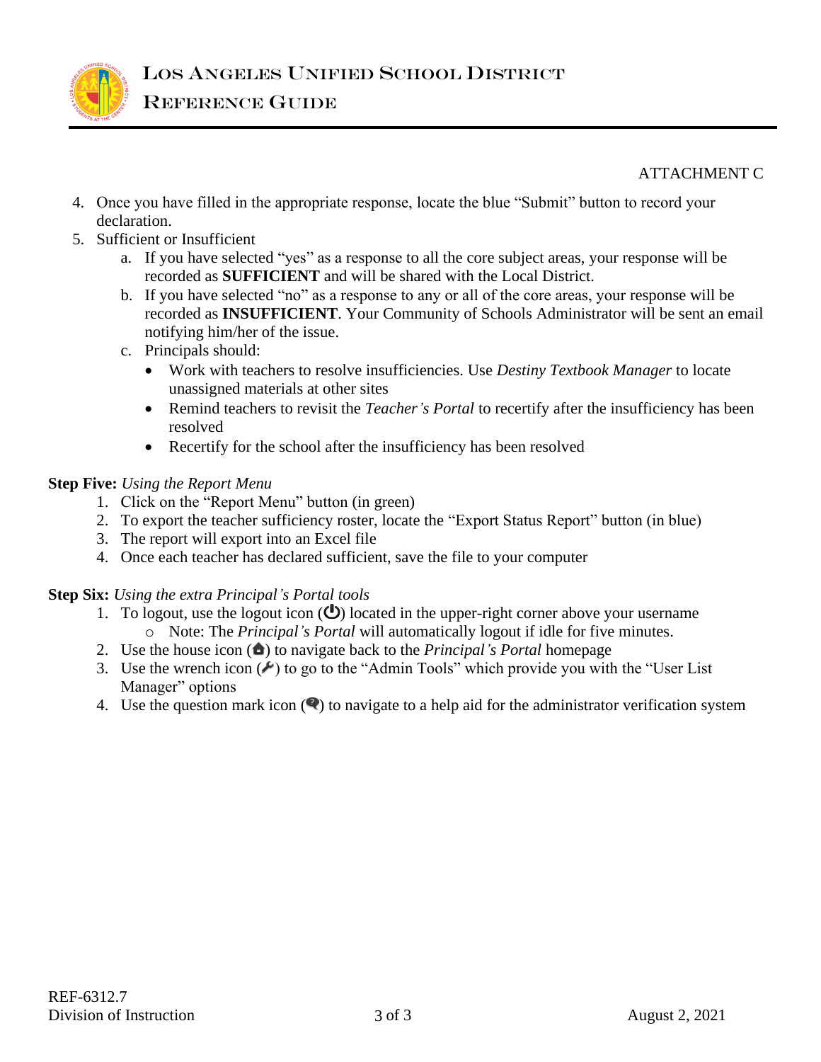ATTACHMENT C

4. Once you have filled in the appropriate response, locate the blue "Submit" button to record your declaration.
5. Sufficient or Insufficient
   a. If you have selected "yes" as a response to all the core subject areas, your response will be recorded as **SUFFICIENT** and will be shared with the Local District.
   b. If you have selected "no" as a response to any or all of the core areas, your response will be recorded as **INSUFFICIENT**. Your Community of Schools Administrator will be sent an email notifying him/her of the issue.
   c. Principals should:
      - Work with teachers to resolve insufficiencies. Use *Destiny Textbook Manager* to locate unassigned materials at other sites
      - Remind teachers to revisit the *Teacher's Portal* to recertify after the insufficiency has been resolved
      - Recertify for the school after the insufficiency has been resolved

**Step Five:** *Using the Report Menu*

1. Click on the "Report Menu" button (in green)
2. To export the teacher sufficiency roster, locate the "Export Status Report" button (in blue)
3. The report will export into an Excel file
4. Once each teacher has declared sufficient, save the file to your computer

**Step Six:** *Using the extra Principal's Portal tools*

1. To logout, use the logout icon (⏻) located in the upper-right corner above your username
   - Note: The *Principal's Portal* will automatically logout if idle for five minutes.
2. Use the house icon (🏠) to navigate back to the *Principal's Portal* homepage
3. Use the wrench icon (🔧) to go to the "Admin Tools" which provide you with the "User List Manager" options
4. Use the question mark icon (?) to navigate to a help aid for the administrator verification system

REF-6312.7
Division of Instruction
August 2, 2021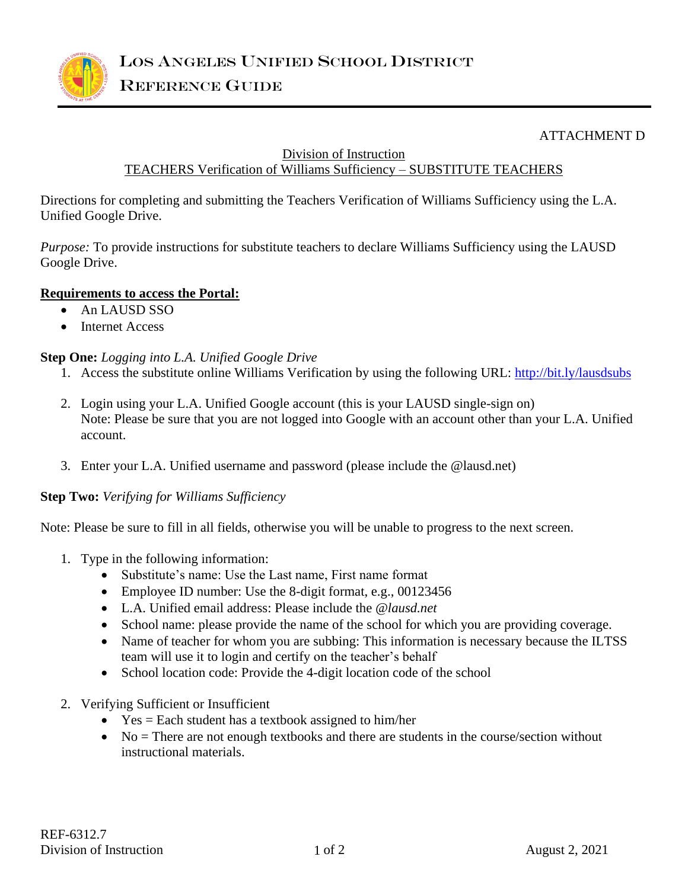ATTACHMENT D

Division of Instruction
TEACHERS Verification of Williams Sufficiency – SUBSTITUTE TEACHERS

Directions for completing and submitting the Teachers Verification of Williams Sufficiency using the L.A. Unified Google Drive.

*Purpose:* To provide instructions for substitute teachers to declare Williams Sufficiency using the LAUSD Google Drive.

**Requirements to access the Portal:**

- An LAUSD SSO
- Internet Access

**Step One:** *Logging into L.A. Unified Google Drive*

1. Access the substitute online Williams Verification by using the following URL: http://bit.ly/lausdsubs
2. Login using your L.A. Unified Google account (this is your LAUSD single-sign on)
   Note: Please be sure that you are not logged into Google with an account other than your L.A. Unified account.
3. Enter your L.A. Unified username and password (please include the @lausd.net)

**Step Two:** *Verifying for Williams Sufficiency*

Note: Please be sure to fill in all fields, otherwise you will be unable to progress to the next screen.

1. Type in the following information:
   - Substitute's name: Use the Last name, First name format
   - Employee ID number: Use the 8-digit format, e.g., 00123456
   - L.A. Unified email address: Please include the *@lausd.net*
   - School name: please provide the name of the school for which you are providing coverage.
   - Name of teacher for whom you are subbing: This information is necessary because the ILTSS team will use it to login and certify on the teacher's behalf
   - School location code: Provide the 4-digit location code of the school
2. Verifying Sufficient or Insufficient
   - Yes = Each student has a textbook assigned to him/her
   - No = There are not enough textbooks and there are students in the course/section without instructional materials.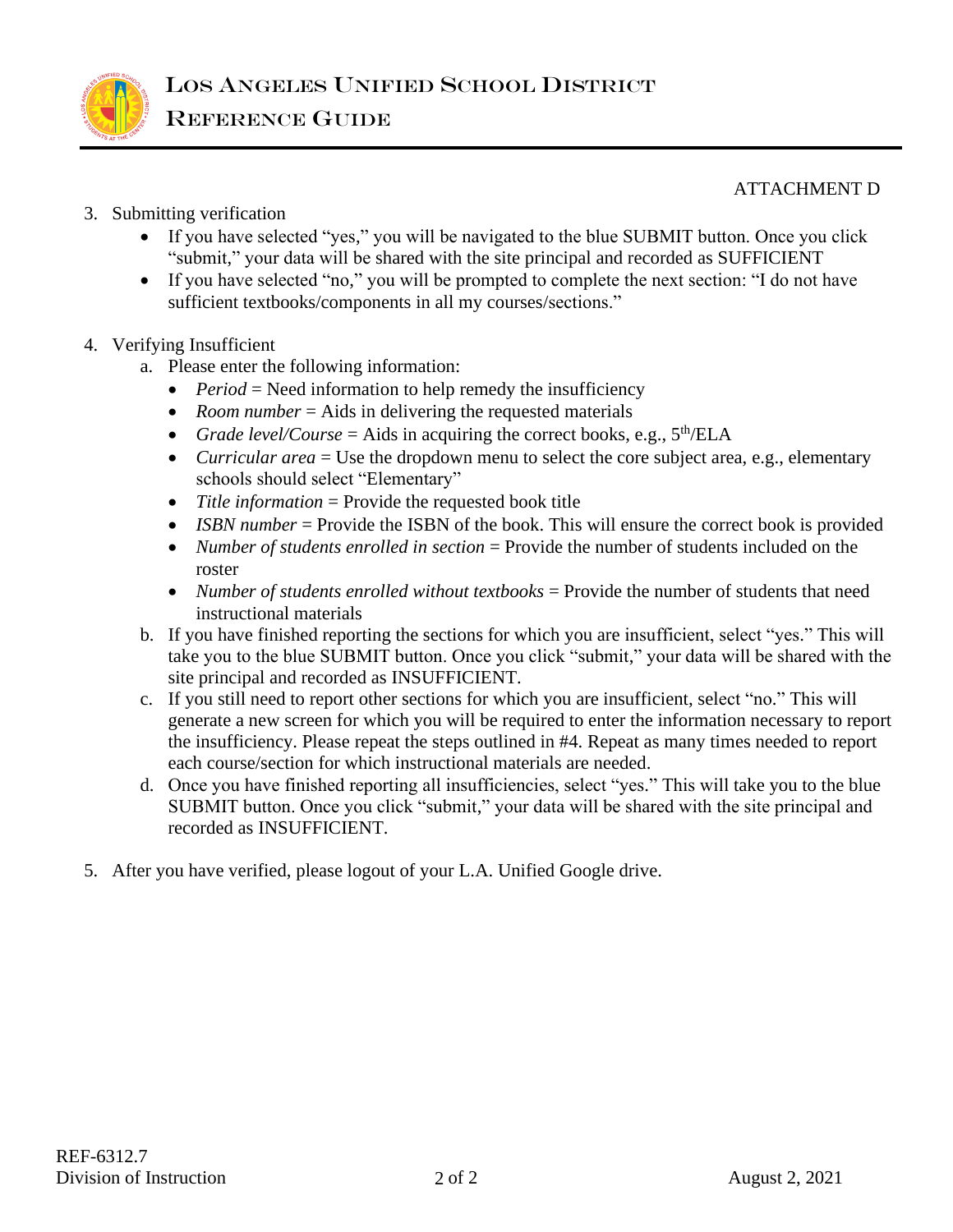ATTACHMENT D

3. Submitting verification
   - If you have selected “yes,” you will be navigated to the blue SUBMIT button. Once you click “submit,” your data will be shared with the site principal and recorded as SUFFICIENT
   - If you have selected “no,” you will be prompted to complete the next section: “I do not have sufficient textbooks/components in all my courses/sections.”

4. Verifying Insufficient
   a. Please enter the following information:
      - *Period* = Need information to help remedy the insufficiency
      - *Room number* = Aids in delivering the requested materials
      - *Grade level/Course* = Aids in acquiring the correct books, e.g., 5th/ELA
      - *Curricular area* = Use the dropdown menu to select the core subject area, e.g., elementary schools should select “Elementary”
      - *Title information* = Provide the requested book title
      - *ISBN number* = Provide the ISBN of the book. This will ensure the correct book is provided
      - *Number of students enrolled in section* = Provide the number of students included on the roster
      - *Number of students enrolled without textbooks* = Provide the number of students that need instructional materials

   b. If you have finished reporting the sections for which you are insufficient, select “yes.” This will take you to the blue SUBMIT button. Once you click “submit,” your data will be shared with the site principal and recorded as INSUFFICIENT.
   c. If you still need to report other sections for which you are insufficient, select “no.” This will generate a new screen for which you will be required to enter the information necessary to report the insufficiency. Please repeat the steps outlined in #4. Repeat as many times needed to report each course/section for which instructional materials are needed.
   d. Once you have finished reporting all insufficiencies, select “yes.” This will take you to the blue SUBMIT button. Once you click “submit,” your data will be shared with the site principal and recorded as INSUFFICIENT.

5. After you have verified, please logout of your L.A. Unified Google drive.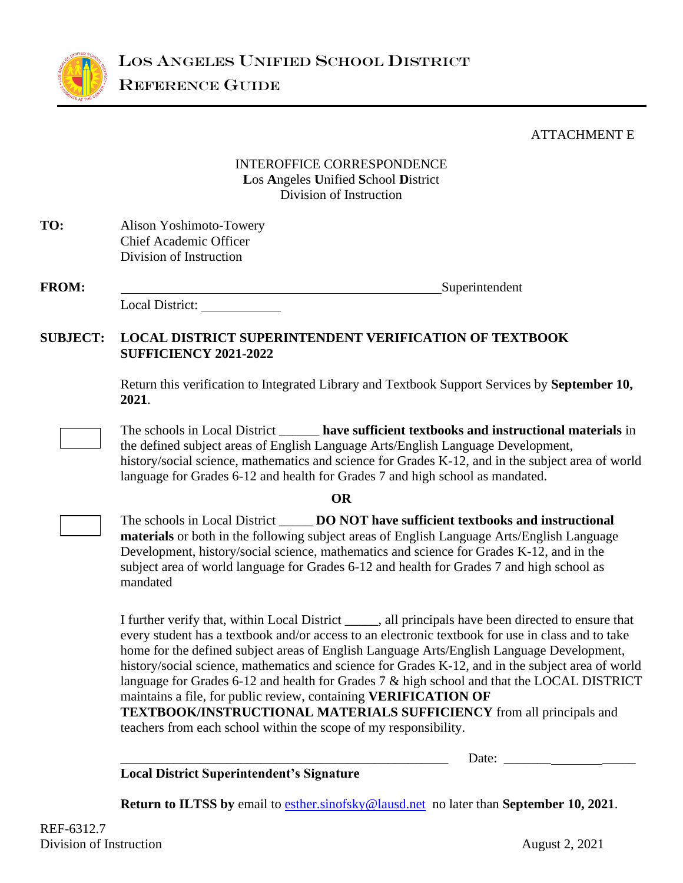LOS ANGELES UNIFIED SCHOOL DISTRICT

REFERENCE GUIDE

ATTACHMENT E

INTEROFFICE CORRESPONDENCE
**L**os **A**ngeles **U**nified **S**chool **D**istrict
Division of Instruction

**TO:** Alison Yoshimoto-Towery
Chief Academic Officer
Division of Instruction

**FROM:** ______________________________________________ Superintendent
Local District: ___________

**SUBJECT: LOCAL DISTRICT SUPERINTENDENT VERIFICATION OF TEXTBOOK SUFFICIENCY 2021-2022**

Return this verification to Integrated Library and Textbook Support Services by **September 10, 2021**.

☐ The schools in Local District ______ **have sufficient textbooks and instructional materials** in the defined subject areas of English Language Arts/English Language Development, history/social science, mathematics and science for Grades K-12, and in the subject area of world language for Grades 6-12 and health for Grades 7 and high school as mandated.

**OR**

☐ The schools in Local District _____ **DO NOT have sufficient textbooks and instructional materials** or both in the following subject areas of English Language Arts/English Language Development, history/social science, mathematics and science for Grades K-12, and in the subject area of world language for Grades 6-12 and health for Grades 7 and high school as mandated

I further verify that, within Local District _____, all principals have been directed to ensure that every student has a textbook and/or access to an electronic textbook for use in class and to take home for the defined subject areas of English Language Arts/English Language Development, history/social science, mathematics and science for Grades K-12, and in the subject area of world language for Grades 6-12 and health for Grades 7 & high school and that the LOCAL DISTRICT maintains a file, for public review, containing **VERIFICATION OF TEXTBOOK/INSTRUCTIONAL MATERIALS SUFFICIENCY** from all principals and teachers from each school within the scope of my responsibility.

_______________________________________________ Date: ____________________

**Local District Superintendent's Signature**

**Return to ILTSS by** email to esther.sinofsky@lausd.net no later than **September 10, 2021**.

REF-6312.7
Division of Instruction

August 2, 2021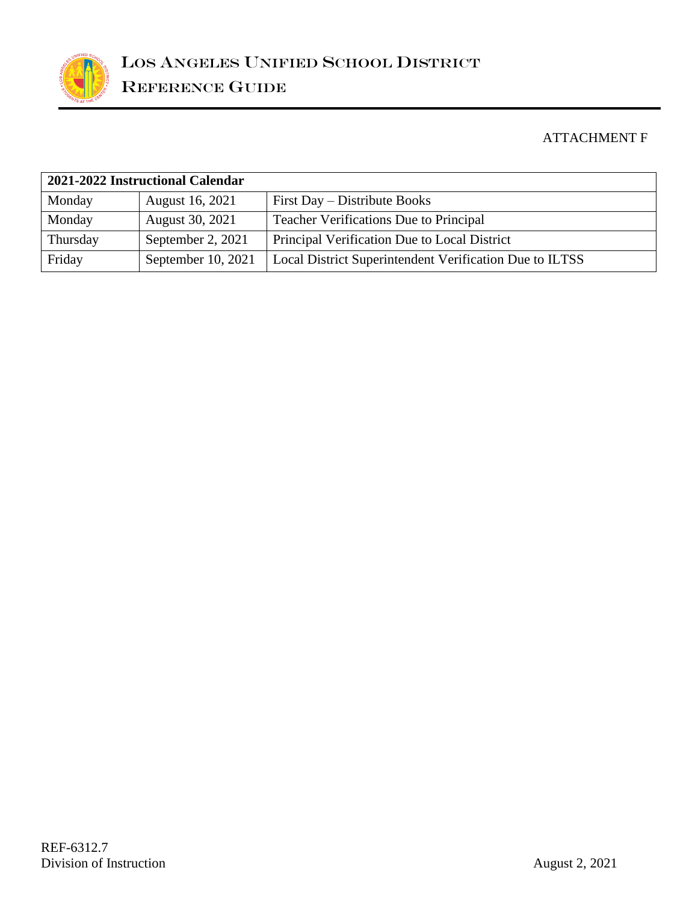ATTACHMENT F

| 2021-2022 Instructional Calendar | | |
|---|---|---|
| Monday | August 16, 2021 | First Day – Distribute Books |
| Monday | August 30, 2021 | Teacher Verifications Due to Principal |
| Thursday | September 2, 2021 | Principal Verification Due to Local District |
| Friday | September 10, 2021 | Local District Superintendent Verification Due to ILTSS |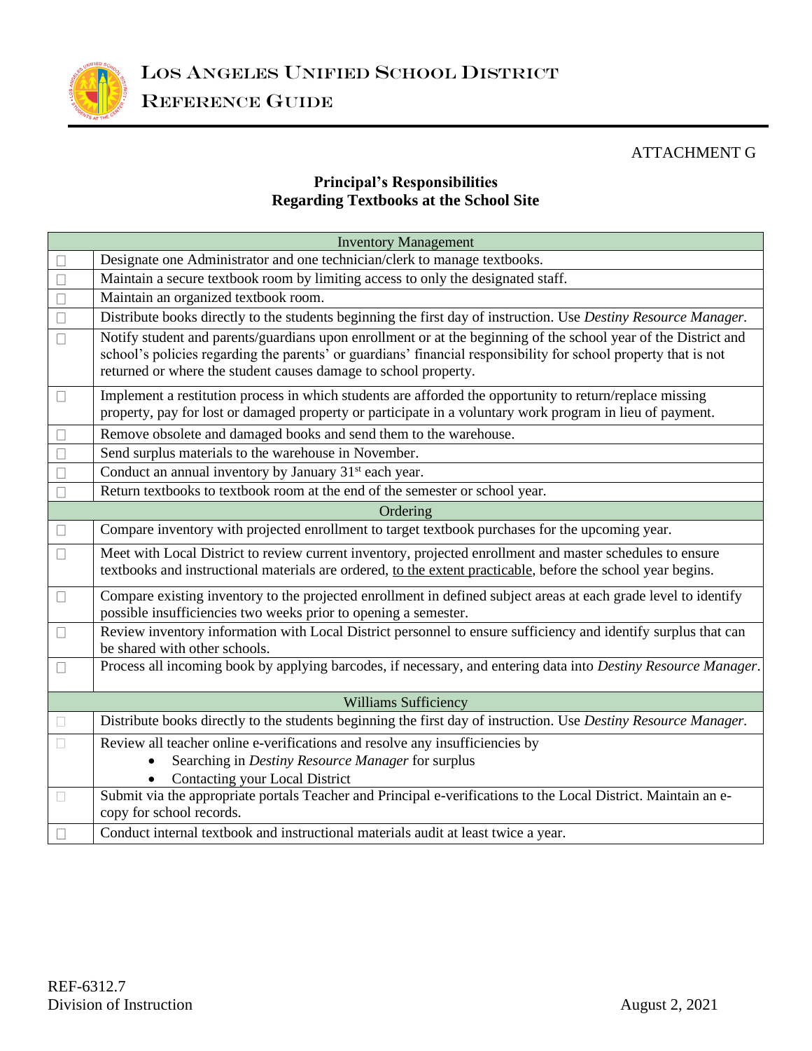ATTACHMENT G

**Principal's Responsibilities**
**Regarding Textbooks at the School Site**

| | |
|---|---|
| Inventory Management | |
| ☐ | Designate one Administrator and one technician/clerk to manage textbooks. |
| ☐ | Maintain a secure textbook room by limiting access to only the designated staff. |
| ☐ | Maintain an organized textbook room. |
| ☐ | Distribute books directly to the students beginning the first day of instruction. Use *Destiny Resource Manager*. |
| ☐ | Notify student and parents/guardians upon enrollment or at the beginning of the school year of the District and school's policies regarding the parents' or guardians' financial responsibility for school property that is not returned or where the student causes damage to school property. |
| ☐ | Implement a restitution process in which students are afforded the opportunity to return/replace missing property, pay for lost or damaged property or participate in a voluntary work program in lieu of payment. |
| ☐ | Remove obsolete and damaged books and send them to the warehouse. |
| ☐ | Send surplus materials to the warehouse in November. |
| ☐ | Conduct an annual inventory by January 31st each year. |
| ☐ | Return textbooks to textbook room at the end of the semester or school year. |
| Ordering | |
| ☐ | Compare inventory with projected enrollment to target textbook purchases for the upcoming year. |
| ☐ | Meet with Local District to review current inventory, projected enrollment and master schedules to ensure textbooks and instructional materials are ordered, <u>to the extent practicable</u>, before the school year begins. |
| ☐ | Compare existing inventory to the projected enrollment in defined subject areas at each grade level to identify possible insufficiencies two weeks prior to opening a semester. |
| ☐ | Review inventory information with Local District personnel to ensure sufficiency and identify surplus that can be shared with other schools. |
| ☐ | Process all incoming book by applying barcodes, if necessary, and entering data into *Destiny Resource Manager*. |
| Williams Sufficiency | |
| ☐ | Distribute books directly to the students beginning the first day of instruction. Use *Destiny Resource Manager*. |
| ☐ | Review all teacher online e-verifications and resolve any insufficiencies by<br>• Searching in *Destiny Resource Manager* for surplus<br>• Contacting your Local District |
| ☐ | Submit via the appropriate portals Teacher and Principal e-verifications to the Local District. Maintain an e-copy for school records. |
| ☐ | Conduct internal textbook and instructional materials audit at least twice a year. |

REF-6312.7
Division of Instruction

August 2, 2021